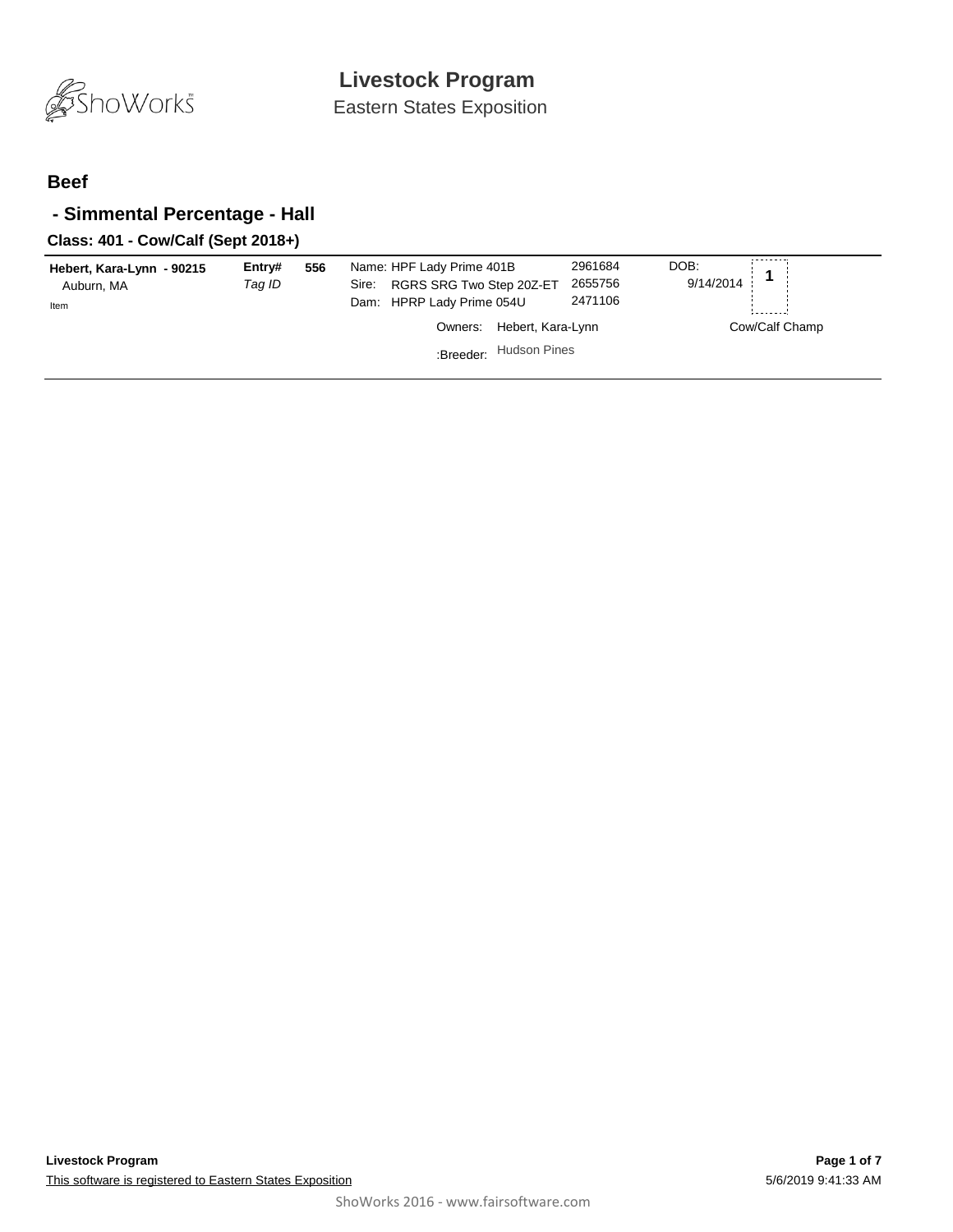# Livestock Program

Eastern States Exposition

## Beef

### - Simmental Percentage - Hall

#### Class: 401 - Cow/Calf (Sept 2018+)

**Hebert, Kara-Lynn - 90215**
Auburn, MA
Item

**Entry#** **556**
*Tag ID*

Name: HPF Lady Prime 401B 2961684
Sire: RGRS SRG Two Step 20Z-ET 2655756
Dam: HPRP Lady Prime 054U 2471106

DOB: 9/14/2014

**1**

Owners: Hebert, Kara-Lynn

:Breeder: Hudson Pines

Cow/Calf Champ

**Livestock Program**

This software is registered to Eastern States Exposition

5/6/2019 9:41:33 AM

ShoWorks 2016 - www.fairsoftware.com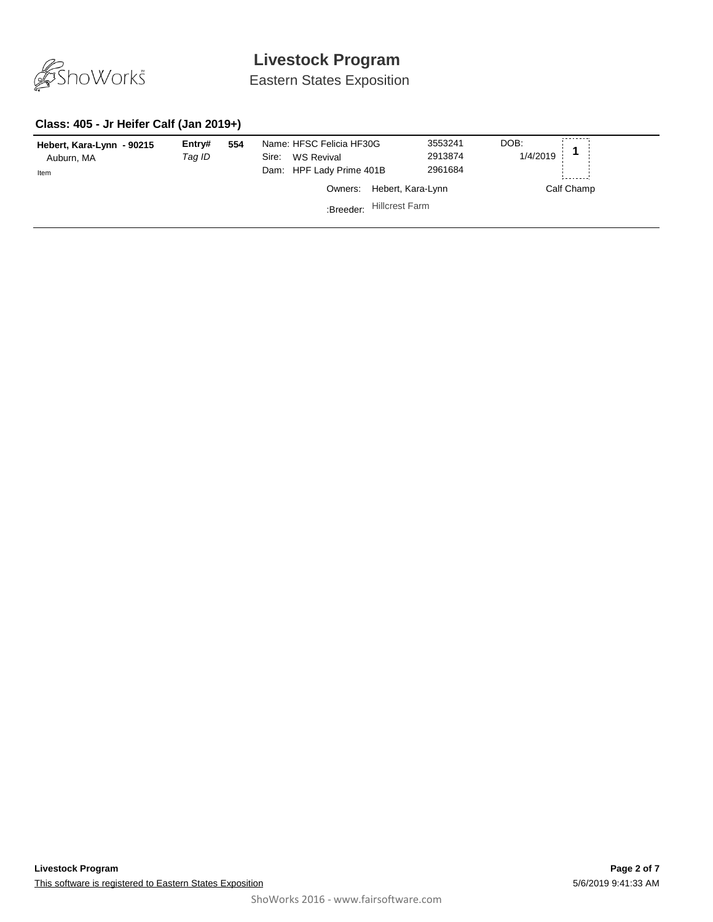# Livestock Program

Eastern States Exposition

### Class: 405 - Jr Heifer Calf (Jan 2019+)

| Exhibitor | Entry# | | Animal | Reg # | DOB | Place |
|---|---|---|---|---|---|---|
| **Hebert, Kara-Lynn - 90215** | **Entry#** | **554** | Name: HFSC Felicia HF30G | 3553241 | DOB: | **1** |
| Auburn, MA | *Tag ID* | | Sire: WS Revival | 2913874 | 1/4/2019 | |
| Item | | | Dam: HPF Lady Prime 401B | 2961684 | | |
| | | | Owners: Hebert, Kara-Lynn | | | Calf Champ |
| | | | :Breeder: Hillcrest Farm | | | |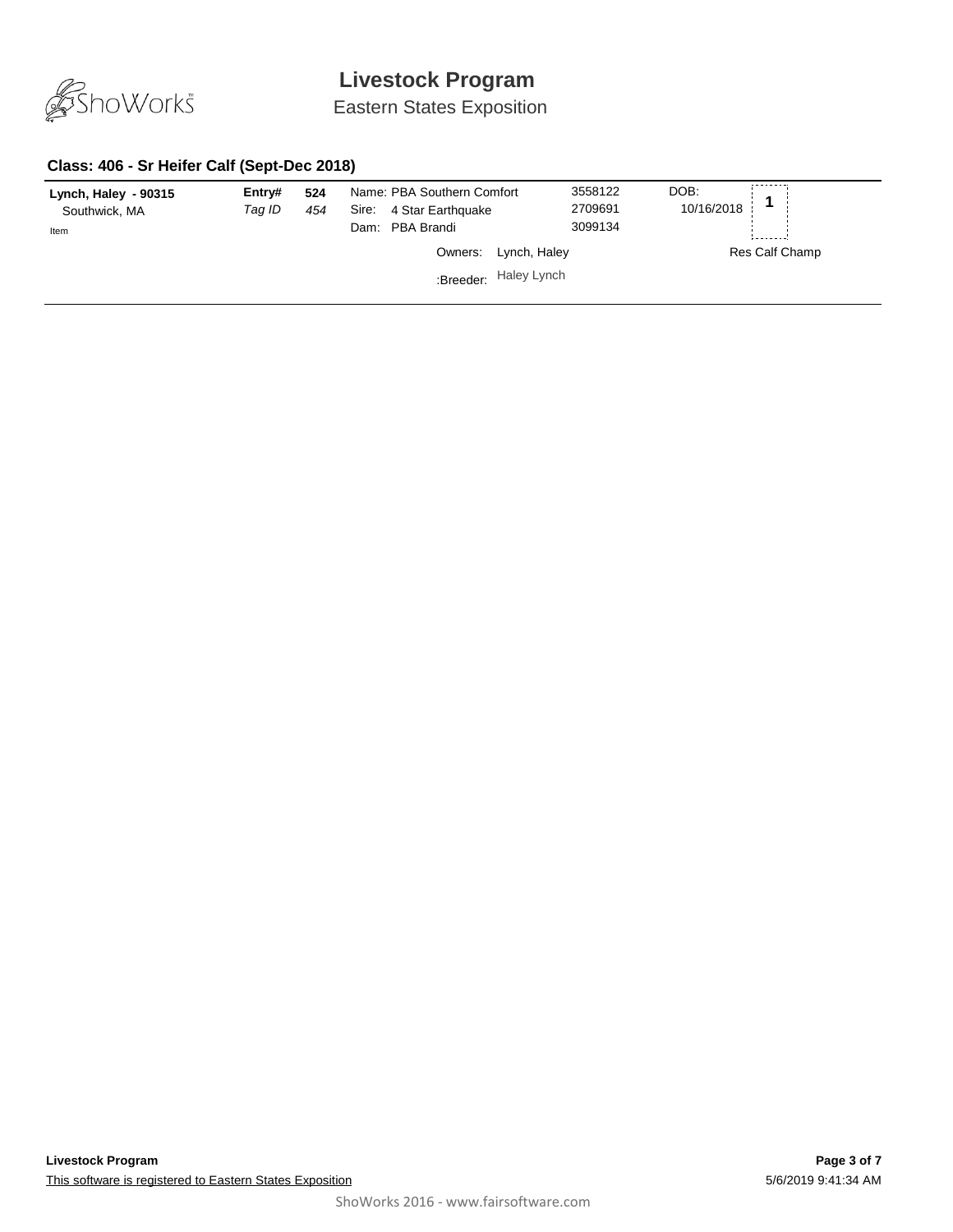# Livestock Program

Eastern States Exposition

### Class: 406 - Sr Heifer Calf (Sept-Dec 2018)

| Exhibitor | | | Animal | Reg. # | DOB | Place |
|---|---|---|---|---|---|---|
| **Lynch, Haley - 90315** | **Entry#** | **524** | Name: PBA Southern Comfort | 3558122 | DOB: 10/16/2018 | **1** |
| Southwick, MA | *Tag ID* | *454* | Sire: 4 Star Earthquake | 2709691 | | |
| Item | | | Dam: PBA Brandi | 3099134 | | |
| | | | Owners: Lynch, Haley | | | Res Calf Champ |
| | | | :Breeder: Haley Lynch | | | |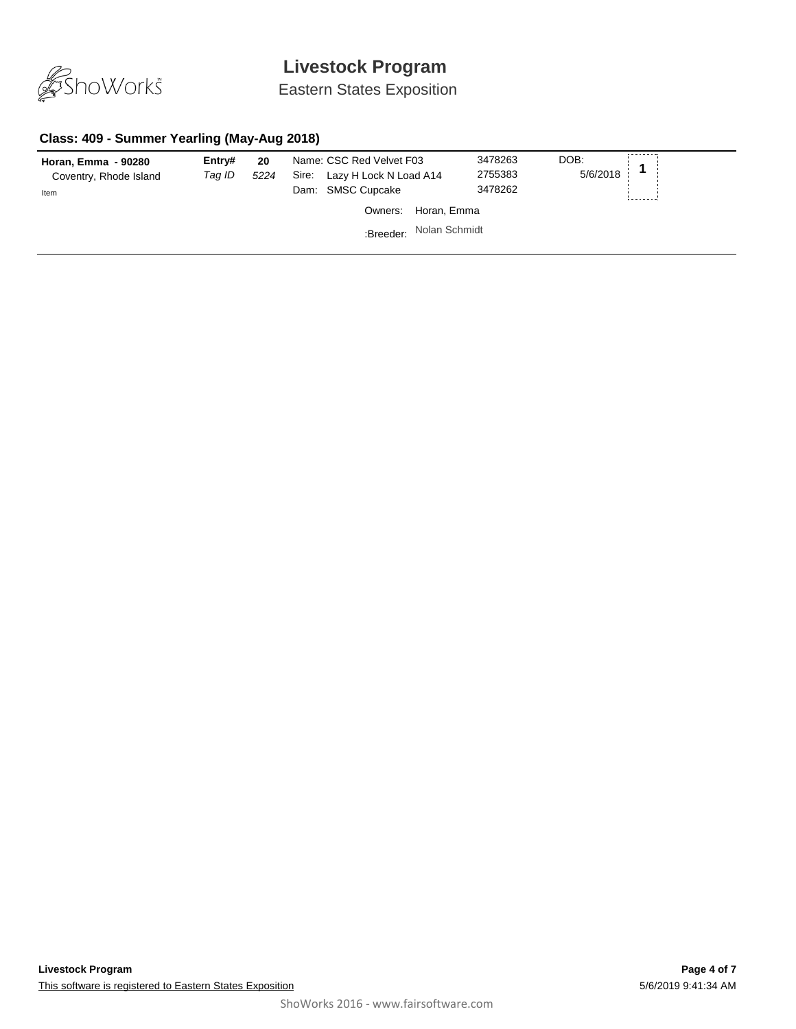# Livestock Program

Eastern States Exposition

## Class: 409 - Summer Yearling (May-Aug 2018)

| | | | | | | |
|---|---|---|---|---|---|---|
| **Horan, Emma - 90280** | **Entry#** | **20** | Name: CSC Red Velvet F03 | 3478263 | DOB: | **1** |
| Coventry, Rhode Island | *Tag ID* | *5224* | Sire: Lazy H Lock N Load A14 | 2755383 | 5/6/2018 | |
| Item | | | Dam: SMSC Cupcake | 3478262 | | |
| | | | Owners: Horan, Emma | | | |
| | | | :Breeder: Nolan Schmidt | | | |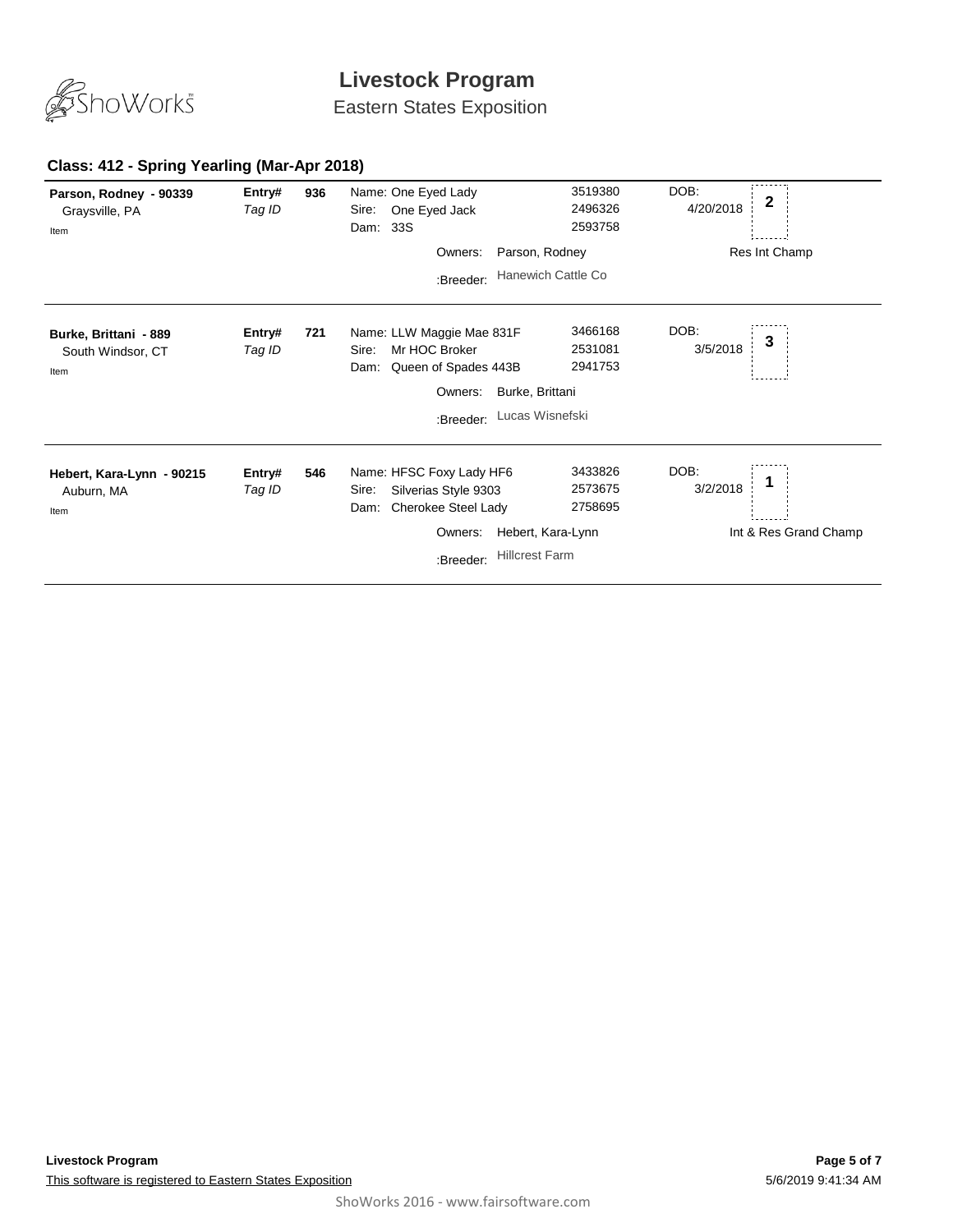## Class: 412 - Spring Yearling (Mar-Apr 2018)

| Exhibitor | Entry# | | Animal | Reg # | DOB | Place | Award |
|---|---|---|---|---|---|---|---|
| **Parson, Rodney - 90339**<br>Graysville, PA<br>Item | **Entry#**<br>*Tag ID* | **936** | Name: One Eyed Lady<br>Sire: One Eyed Jack<br>Dam: 33S<br>Owners: Parson, Rodney<br>:Breeder: Hanewich Cattle Co | 3519380<br>2496326<br>2593758 | DOB:<br>4/20/2018 | **2** | Res Int Champ |
| **Burke, Brittani - 889**<br>South Windsor, CT<br>Item | **Entry#**<br>*Tag ID* | **721** | Name: LLW Maggie Mae 831F<br>Sire: Mr HOC Broker<br>Dam: Queen of Spades 443B<br>Owners: Burke, Brittani<br>:Breeder: Lucas Wisnefski | 3466168<br>2531081<br>2941753 | DOB:<br>3/5/2018 | **3** | |
| **Hebert, Kara-Lynn - 90215**<br>Auburn, MA<br>Item | **Entry#**<br>*Tag ID* | **546** | Name: HFSC Foxy Lady HF6<br>Sire: Silverias Style 9303<br>Dam: Cherokee Steel Lady<br>Owners: Hebert, Kara-Lynn<br>:Breeder: Hillcrest Farm | 3433826<br>2573675<br>2758695 | DOB:<br>3/2/2018 | **1** | Int & Res Grand Champ |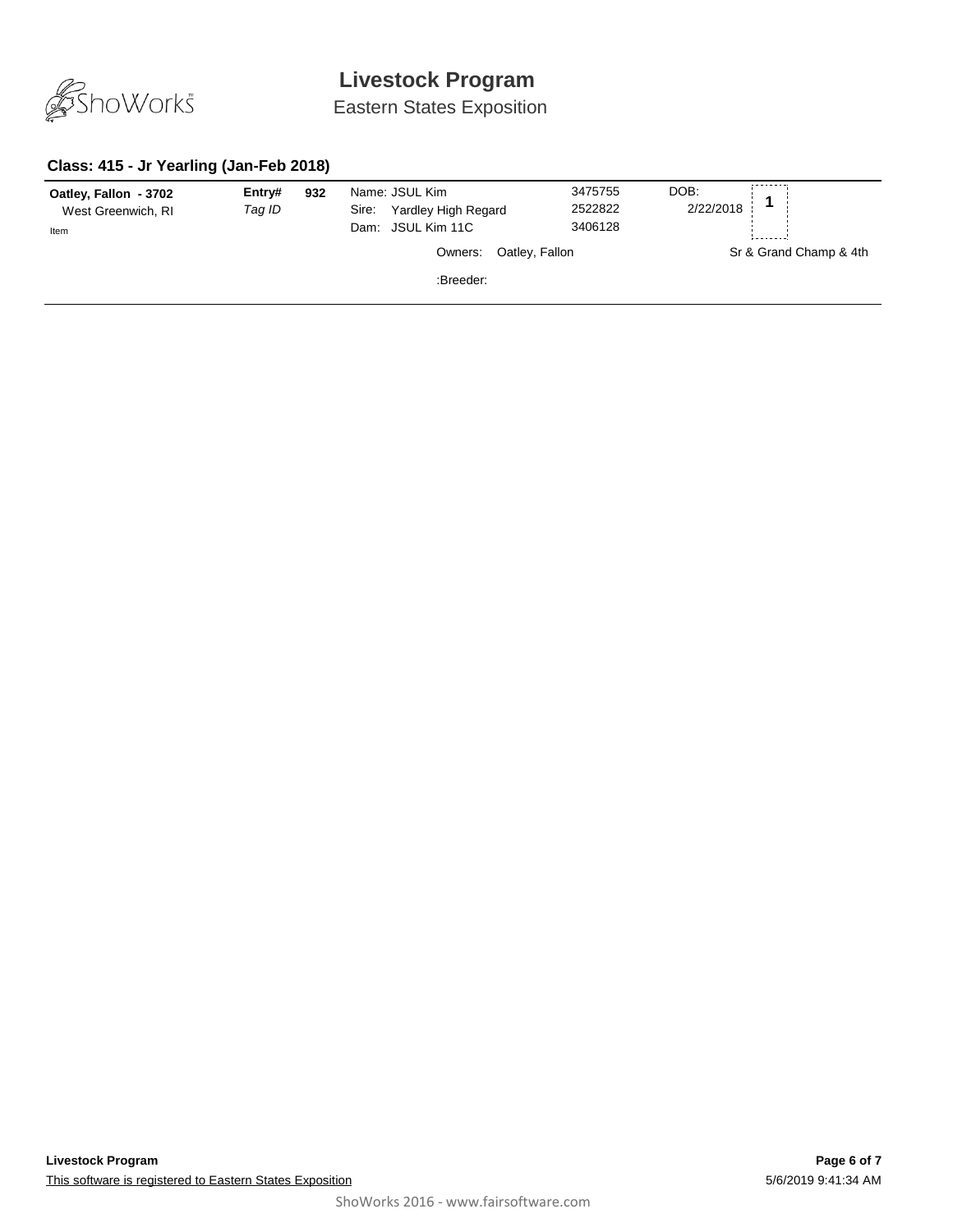# Livestock Program

Eastern States Exposition

### Class: 415 - Jr Yearling (Jan-Feb 2018)

| Exhibitor | Entry# | | Animal | Reg # | DOB | Place |
|---|---|---|---|---|---|---|
| **Oatley, Fallon - 3702** | **Entry#** | **932** | Name: JSUL Kim | 3475755 | DOB: | **1** |
| West Greenwich, RI | *Tag ID* | | Sire: Yardley High Regard | 2522822 | 2/22/2018 | |
| Item | | | Dam: JSUL Kim 11C | 3406128 | | |
| | | | Owners: Oatley, Fallon | | | Sr & Grand Champ & 4th |
| | | | :Breeder: | | | |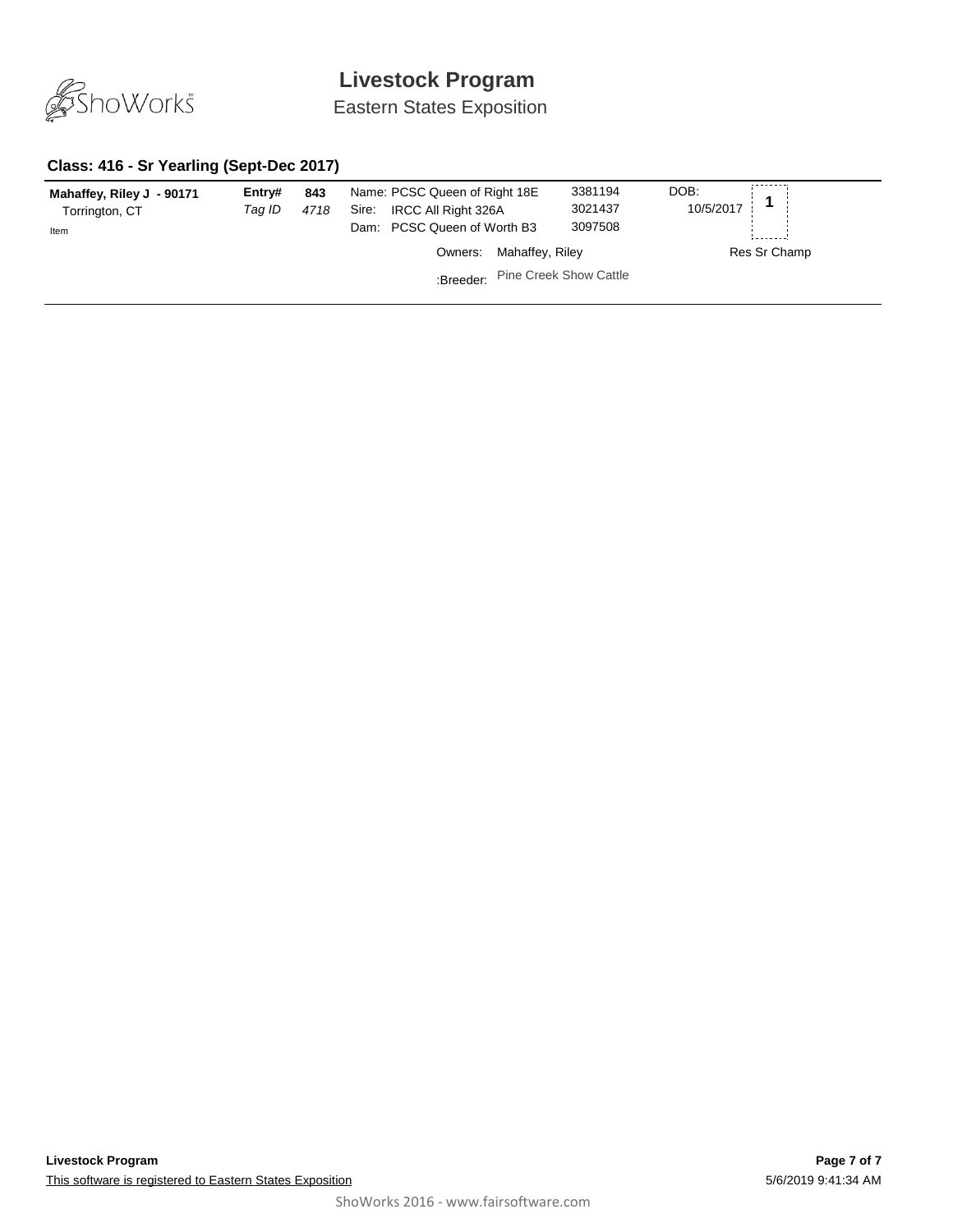# Livestock Program

Eastern States Exposition

### Class: 416 - Sr Yearling (Sept-Dec 2017)

| | | | | | | |
|---|---|---|---|---|---|---|
| **Mahaffey, Riley J - 90171**<br>Torrington, CT<br>Item | **Entry#**<br>*Tag ID* | **843**<br>*4718* | Name: PCSC Queen of Right 18E<br>Sire: IRCC All Right 326A<br>Dam: PCSC Queen of Worth B3 | 3381194<br>3021437<br>3097508 | DOB:<br>10/5/2017 | **1**<br>Res Sr Champ |
| | | | Owners: Mahaffey, Riley<br>:Breeder: Pine Creek Show Cattle | | | |

**Livestock Program**

This software is registered to Eastern States Exposition

5/6/2019 9:41:34 AM

ShoWorks 2016 - www.fairsoftware.com